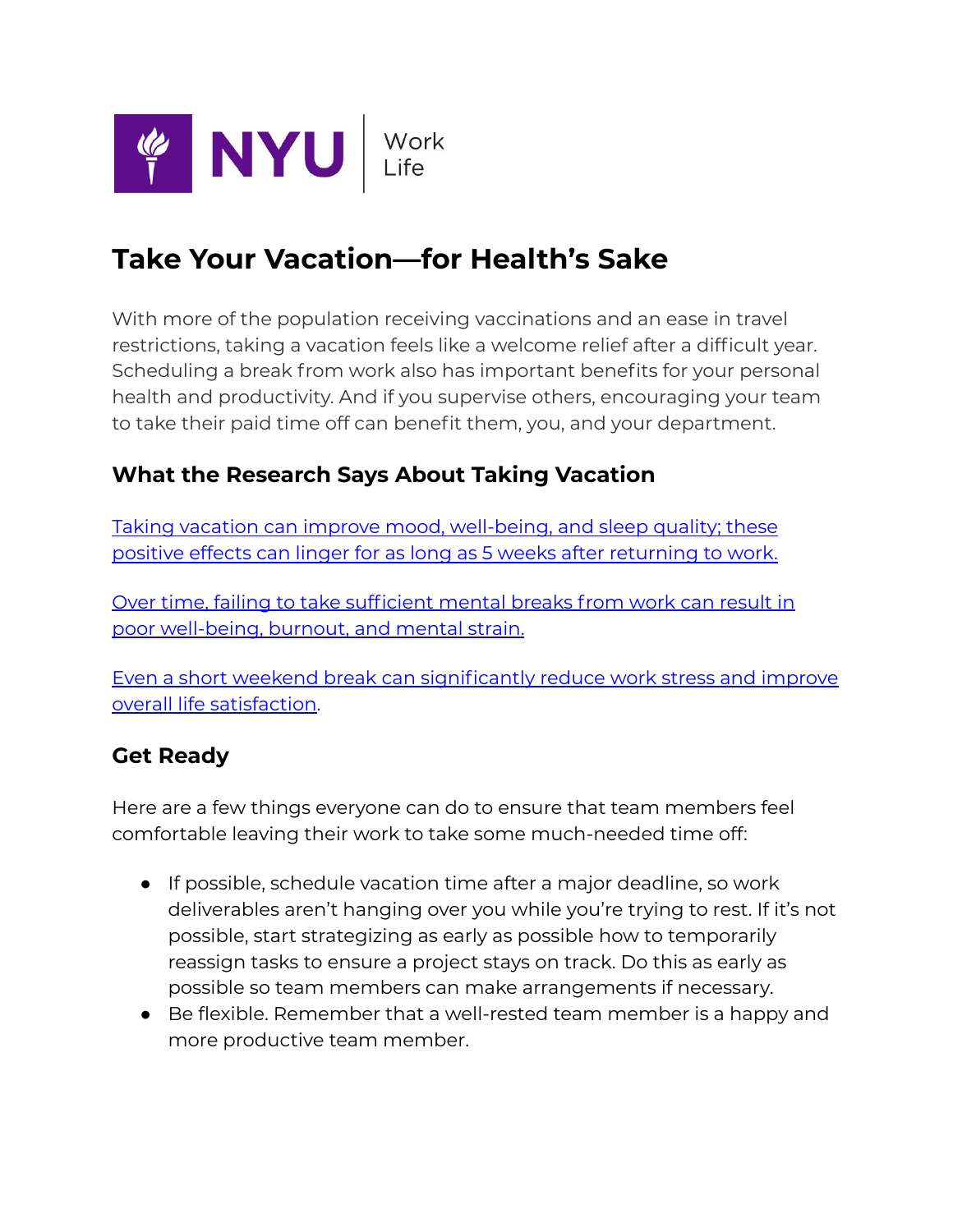NYU | Work Life

# Take Your Vacation—for Health's Sake

With more of the population receiving vaccinations and an ease in travel restrictions, taking a vacation feels like a welcome relief after a difficult year. Scheduling a break from work also has important benefits for your personal health and productivity. And if you supervise others, encouraging your team to take their paid time off can benefit them, you, and your department.

## What the Research Says About Taking Vacation

Taking vacation can improve mood, well-being, and sleep quality; these positive effects can linger for as long as 5 weeks after returning to work.

Over time, failing to take sufficient mental breaks from work can result in poor well-being, burnout, and mental strain.

Even a short weekend break can significantly reduce work stress and improve overall life satisfaction.

## Get Ready

Here are a few things everyone can do to ensure that team members feel comfortable leaving their work to take some much-needed time off:

- If possible, schedule vacation time after a major deadline, so work deliverables aren't hanging over you while you're trying to rest. If it's not possible, start strategizing as early as possible how to temporarily reassign tasks to ensure a project stays on track. Do this as early as possible so team members can make arrangements if necessary.
- Be flexible. Remember that a well-rested team member is a happy and more productive team member.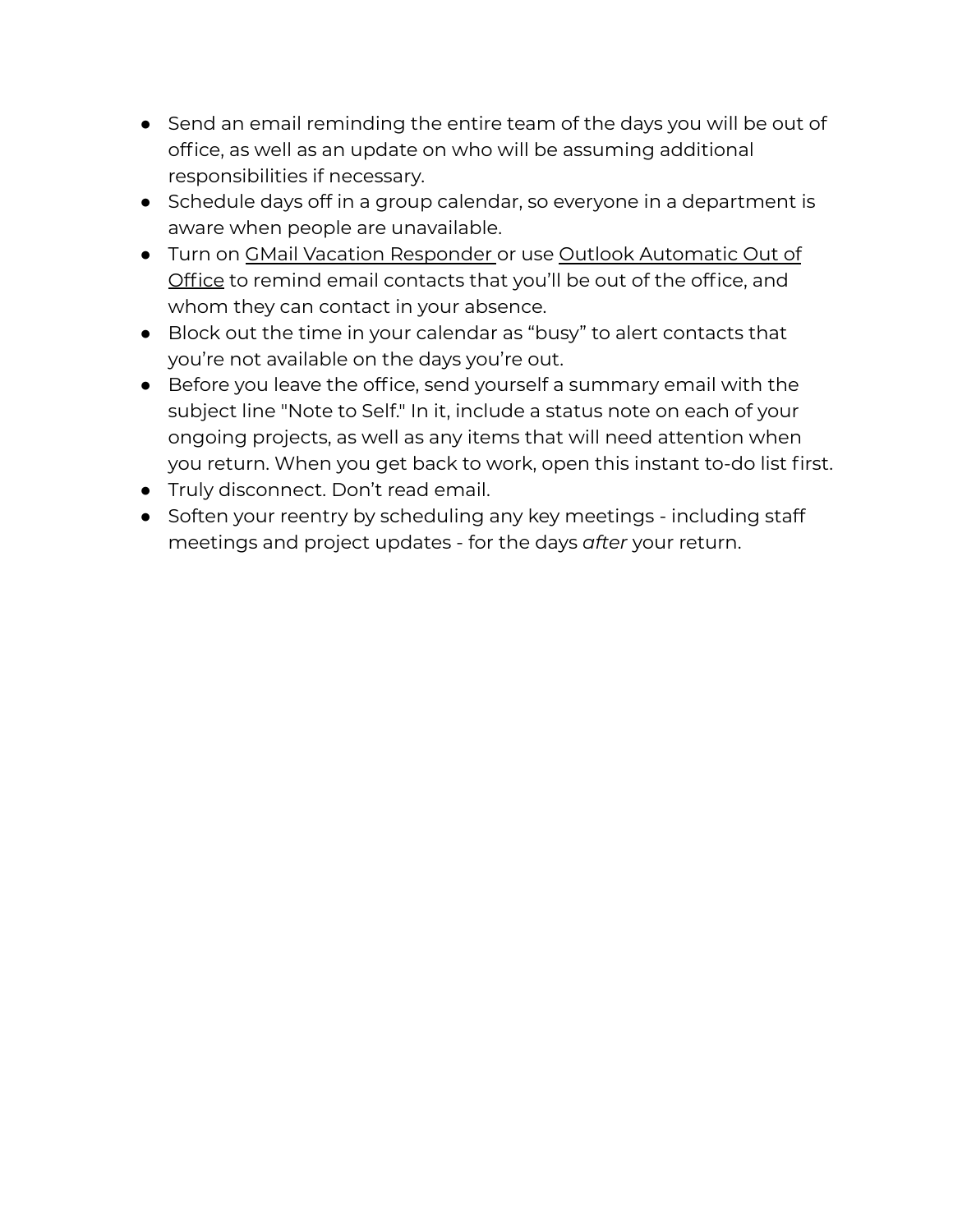- Send an email reminding the entire team of the days you will be out of office, as well as an update on who will be assuming additional responsibilities if necessary.
- Schedule days off in a group calendar, so everyone in a department is aware when people are unavailable.
- Turn on GMail Vacation Responder or use Outlook Automatic Out of Office to remind email contacts that you'll be out of the office, and whom they can contact in your absence.
- Block out the time in your calendar as "busy" to alert contacts that you're not available on the days you're out.
- Before you leave the office, send yourself a summary email with the subject line "Note to Self." In it, include a status note on each of your ongoing projects, as well as any items that will need attention when you return. When you get back to work, open this instant to-do list first.
- Truly disconnect. Don't read email.
- Soften your reentry by scheduling any key meetings - including staff meetings and project updates - for the days *after* your return.